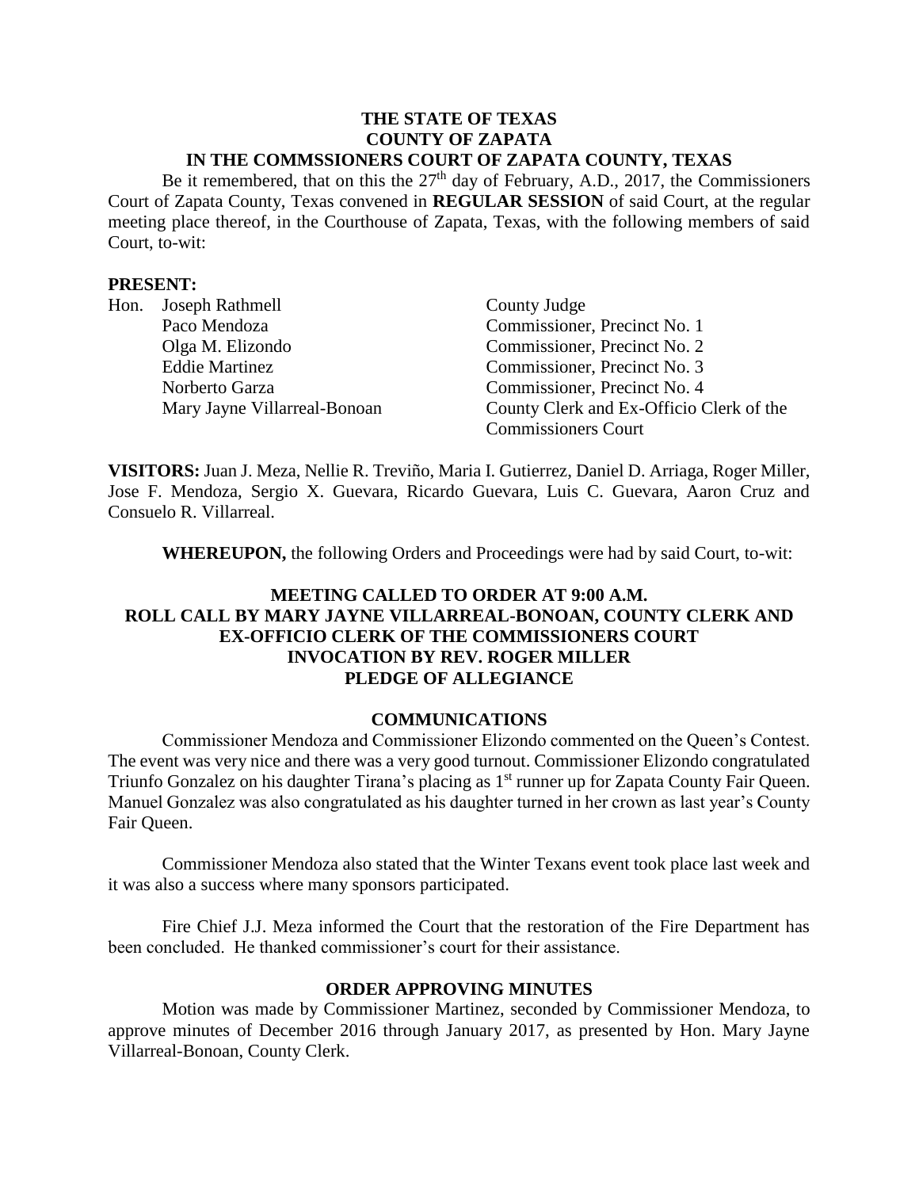**THE STATE OF TEXAS**
**COUNTY OF ZAPATA**
**IN THE COMMSSIONERS COURT OF ZAPATA COUNTY, TEXAS**

Be it remembered, that on this the 27th day of February, A.D., 2017, the Commissioners Court of Zapata County, Texas convened in **REGULAR SESSION** of said Court, at the regular meeting place thereof, in the Courthouse of Zapata, Texas, with the following members of said Court, to-wit:

**PRESENT:**

| | |
|---|---|
| Hon. Joseph Rathmell | County Judge |
| Paco Mendoza | Commissioner, Precinct No. 1 |
| Olga M. Elizondo | Commissioner, Precinct No. 2 |
| Eddie Martinez | Commissioner, Precinct No. 3 |
| Norberto Garza | Commissioner, Precinct No. 4 |
| Mary Jayne Villarreal-Bonoan | County Clerk and Ex-Officio Clerk of the Commissioners Court |

**VISITORS:** Juan J. Meza, Nellie R. Treviño, Maria I. Gutierrez, Daniel D. Arriaga, Roger Miller, Jose F. Mendoza, Sergio X. Guevara, Ricardo Guevara, Luis C. Guevara, Aaron Cruz and Consuelo R. Villarreal.

**WHEREUPON,** the following Orders and Proceedings were had by said Court, to-wit:

**MEETING CALLED TO ORDER AT 9:00 A.M.**
**ROLL CALL BY MARY JAYNE VILLARREAL-BONOAN, COUNTY CLERK AND EX-OFFICIO CLERK OF THE COMMISSIONERS COURT**
**INVOCATION BY REV. ROGER MILLER**
**PLEDGE OF ALLEGIANCE**

**COMMUNICATIONS**

Commissioner Mendoza and Commissioner Elizondo commented on the Queen's Contest. The event was very nice and there was a very good turnout. Commissioner Elizondo congratulated Triunfo Gonzalez on his daughter Tirana's placing as 1st runner up for Zapata County Fair Queen. Manuel Gonzalez was also congratulated as his daughter turned in her crown as last year's County Fair Queen.

Commissioner Mendoza also stated that the Winter Texans event took place last week and it was also a success where many sponsors participated.

Fire Chief J.J. Meza informed the Court that the restoration of the Fire Department has been concluded. He thanked commissioner's court for their assistance.

**ORDER APPROVING MINUTES**

Motion was made by Commissioner Martinez, seconded by Commissioner Mendoza, to approve minutes of December 2016 through January 2017, as presented by Hon. Mary Jayne Villarreal-Bonoan, County Clerk.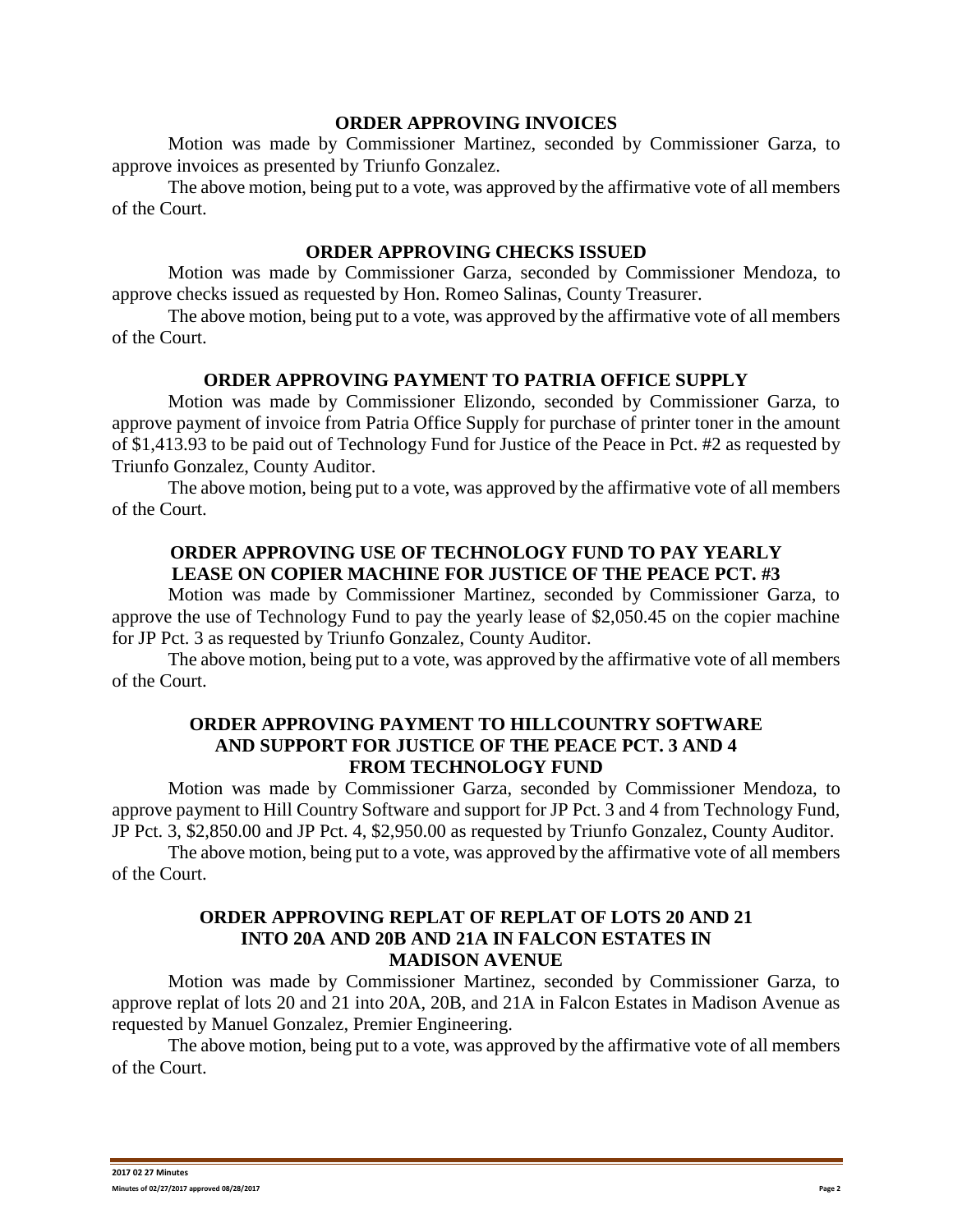### ORDER APPROVING INVOICES

Motion was made by Commissioner Martinez, seconded by Commissioner Garza, to approve invoices as presented by Triunfo Gonzalez.

The above motion, being put to a vote, was approved by the affirmative vote of all members of the Court.

### ORDER APPROVING CHECKS ISSUED

Motion was made by Commissioner Garza, seconded by Commissioner Mendoza, to approve checks issued as requested by Hon. Romeo Salinas, County Treasurer.

The above motion, being put to a vote, was approved by the affirmative vote of all members of the Court.

### ORDER APPROVING PAYMENT TO PATRIA OFFICE SUPPLY

Motion was made by Commissioner Elizondo, seconded by Commissioner Garza, to approve payment of invoice from Patria Office Supply for purchase of printer toner in the amount of $1,413.93 to be paid out of Technology Fund for Justice of the Peace in Pct. #2 as requested by Triunfo Gonzalez, County Auditor.

The above motion, being put to a vote, was approved by the affirmative vote of all members of the Court.

### ORDER APPROVING USE OF TECHNOLOGY FUND TO PAY YEARLY LEASE ON COPIER MACHINE FOR JUSTICE OF THE PEACE PCT. #3

Motion was made by Commissioner Martinez, seconded by Commissioner Garza, to approve the use of Technology Fund to pay the yearly lease of $2,050.45 on the copier machine for JP Pct. 3 as requested by Triunfo Gonzalez, County Auditor.

The above motion, being put to a vote, was approved by the affirmative vote of all members of the Court.

### ORDER APPROVING PAYMENT TO HILLCOUNTRY SOFTWARE AND SUPPORT FOR JUSTICE OF THE PEACE PCT. 3 AND 4 FROM TECHNOLOGY FUND

Motion was made by Commissioner Garza, seconded by Commissioner Mendoza, to approve payment to Hill Country Software and support for JP Pct. 3 and 4 from Technology Fund, JP Pct. 3, $2,850.00 and JP Pct. 4, $2,950.00 as requested by Triunfo Gonzalez, County Auditor.

The above motion, being put to a vote, was approved by the affirmative vote of all members of the Court.

### ORDER APPROVING REPLAT OF REPLAT OF LOTS 20 AND 21 INTO 20A AND 20B AND 21A IN FALCON ESTATES IN MADISON AVENUE

Motion was made by Commissioner Martinez, seconded by Commissioner Garza, to approve replat of lots 20 and 21 into 20A, 20B, and 21A in Falcon Estates in Madison Avenue as requested by Manuel Gonzalez, Premier Engineering.

The above motion, being put to a vote, was approved by the affirmative vote of all members of the Court.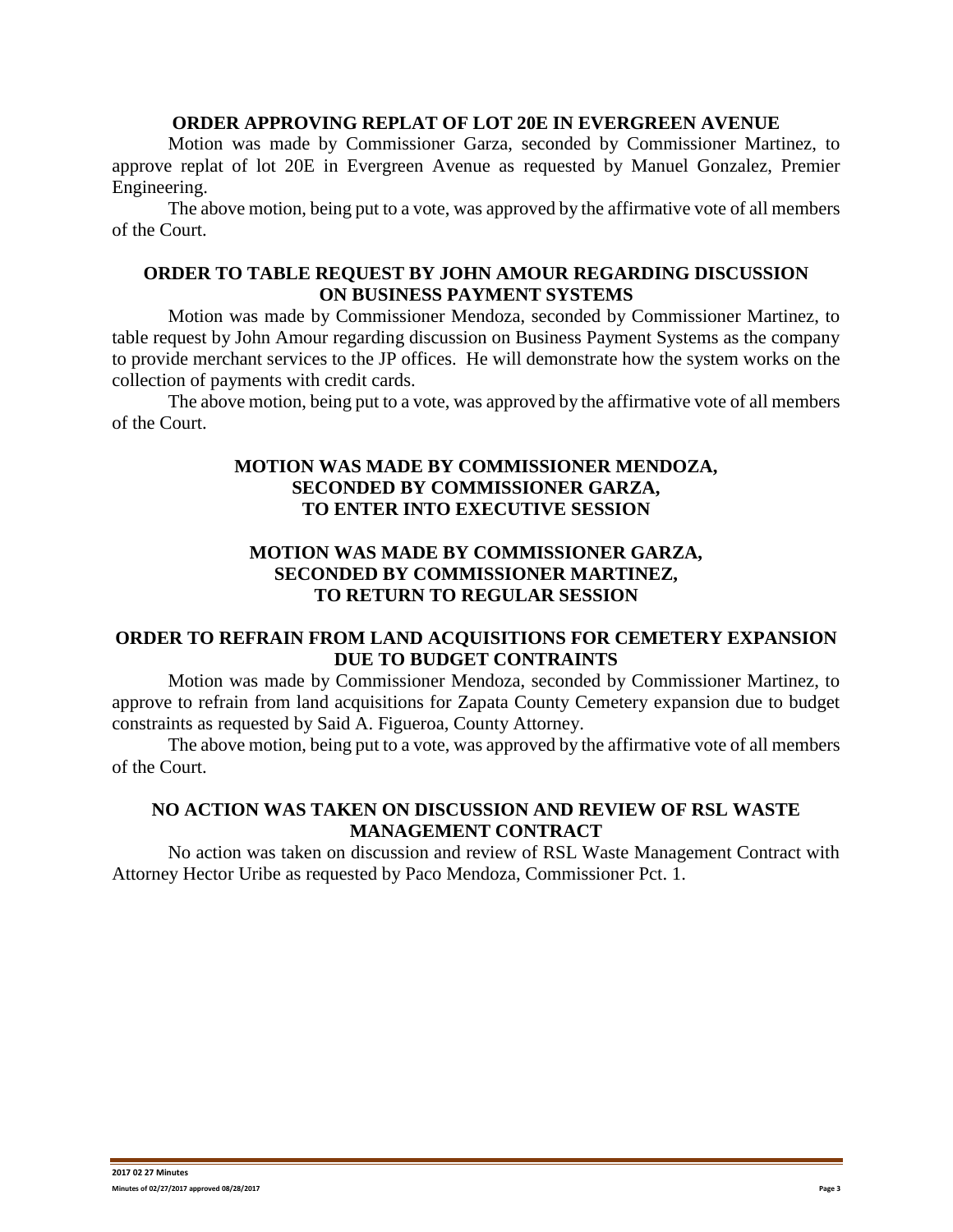### ORDER APPROVING REPLAT OF LOT 20E IN EVERGREEN AVENUE

Motion was made by Commissioner Garza, seconded by Commissioner Martinez, to approve replat of lot 20E in Evergreen Avenue as requested by Manuel Gonzalez, Premier Engineering.

The above motion, being put to a vote, was approved by the affirmative vote of all members of the Court.

### ORDER TO TABLE REQUEST BY JOHN AMOUR REGARDING DISCUSSION ON BUSINESS PAYMENT SYSTEMS

Motion was made by Commissioner Mendoza, seconded by Commissioner Martinez, to table request by John Amour regarding discussion on Business Payment Systems as the company to provide merchant services to the JP offices. He will demonstrate how the system works on the collection of payments with credit cards.

The above motion, being put to a vote, was approved by the affirmative vote of all members of the Court.

### MOTION WAS MADE BY COMMISSIONER MENDOZA, SECONDED BY COMMISSIONER GARZA, TO ENTER INTO EXECUTIVE SESSION

### MOTION WAS MADE BY COMMISSIONER GARZA, SECONDED BY COMMISSIONER MARTINEZ, TO RETURN TO REGULAR SESSION

### ORDER TO REFRAIN FROM LAND ACQUISITIONS FOR CEMETERY EXPANSION DUE TO BUDGET CONTRAINTS

Motion was made by Commissioner Mendoza, seconded by Commissioner Martinez, to approve to refrain from land acquisitions for Zapata County Cemetery expansion due to budget constraints as requested by Said A. Figueroa, County Attorney.

The above motion, being put to a vote, was approved by the affirmative vote of all members of the Court.

### NO ACTION WAS TAKEN ON DISCUSSION AND REVIEW OF RSL WASTE MANAGEMENT CONTRACT

No action was taken on discussion and review of RSL Waste Management Contract with Attorney Hector Uribe as requested by Paco Mendoza, Commissioner Pct. 1.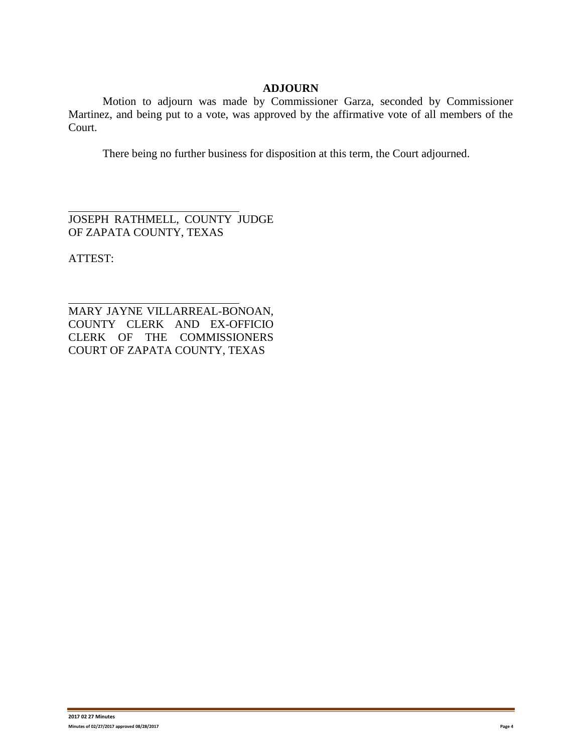**ADJOURN**

Motion to adjourn was made by Commissioner Garza, seconded by Commissioner Martinez, and being put to a vote, was approved by the affirmative vote of all members of the Court.

There being no further business for disposition at this term, the Court adjourned.

\_\_\_\_\_\_\_\_\_\_\_\_\_\_\_\_\_\_\_\_\_\_\_\_\_\_\_\_\_\_

JOSEPH RATHMELL, COUNTY JUDGE OF ZAPATA COUNTY, TEXAS

ATTEST:

\_\_\_\_\_\_\_\_\_\_\_\_\_\_\_\_\_\_\_\_\_\_\_\_\_\_\_\_\_\_

MARY JAYNE VILLARREAL-BONOAN, COUNTY CLERK AND EX-OFFICIO CLERK OF THE COMMISSIONERS COURT OF ZAPATA COUNTY, TEXAS